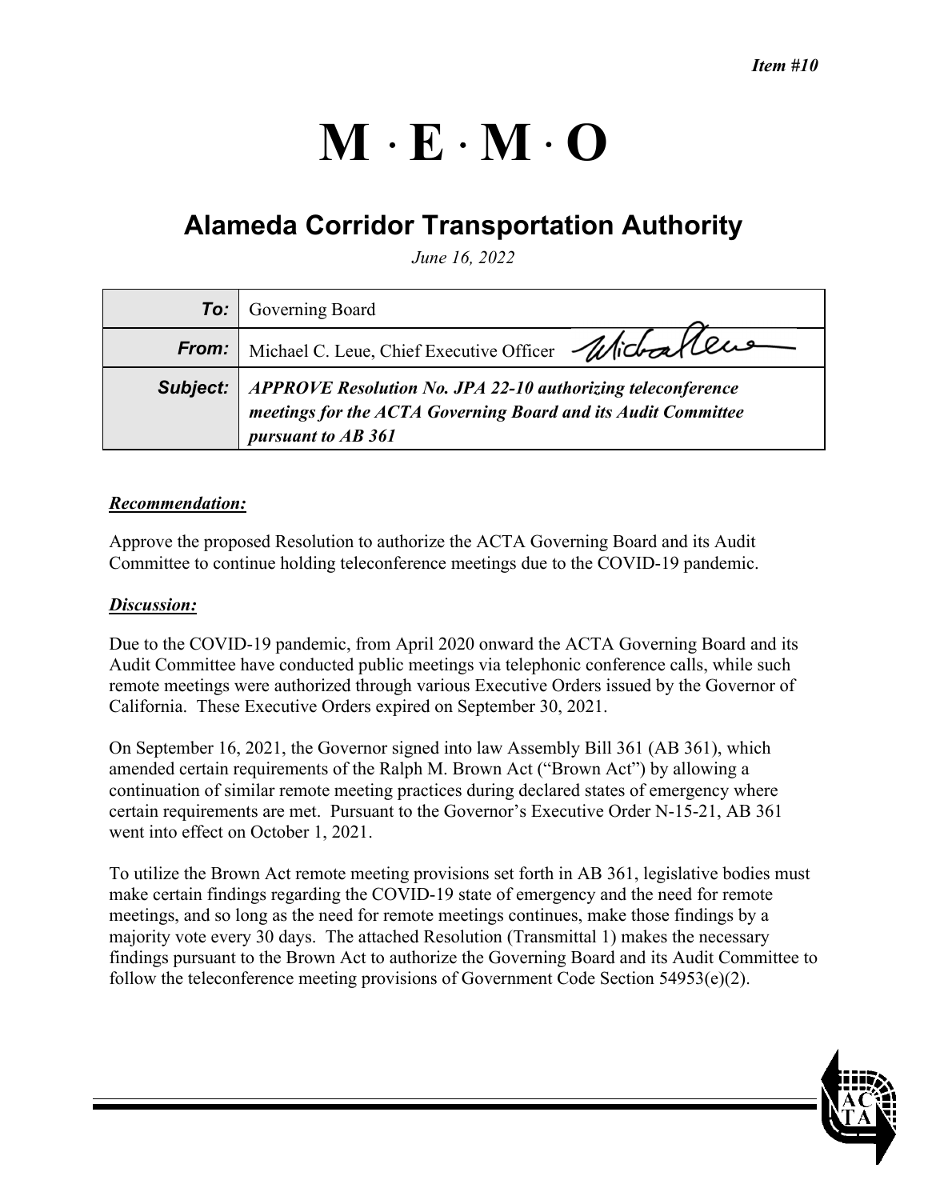*Item #10*

# M · E · M · O

## Alameda Corridor Transportation Authority

*June 16, 2022*

| | |
|---|---|
| ***To:*** | Governing Board |
| ***From:*** | Michael C. Leue, Chief Executive Officer |
| ***Subject:*** | ***APPROVE Resolution No. JPA 22-10 authorizing teleconference meetings for the ACTA Governing Board and its Audit Committee pursuant to AB 361*** |

***Recommendation:***

Approve the proposed Resolution to authorize the ACTA Governing Board and its Audit Committee to continue holding teleconference meetings due to the COVID-19 pandemic.

***Discussion:***

Due to the COVID-19 pandemic, from April 2020 onward the ACTA Governing Board and its Audit Committee have conducted public meetings via telephonic conference calls, while such remote meetings were authorized through various Executive Orders issued by the Governor of California. These Executive Orders expired on September 30, 2021.

On September 16, 2021, the Governor signed into law Assembly Bill 361 (AB 361), which amended certain requirements of the Ralph M. Brown Act ("Brown Act") by allowing a continuation of similar remote meeting practices during declared states of emergency where certain requirements are met. Pursuant to the Governor's Executive Order N-15-21, AB 361 went into effect on October 1, 2021.

To utilize the Brown Act remote meeting provisions set forth in AB 361, legislative bodies must make certain findings regarding the COVID-19 state of emergency and the need for remote meetings, and so long as the need for remote meetings continues, make those findings by a majority vote every 30 days. The attached Resolution (Transmittal 1) makes the necessary findings pursuant to the Brown Act to authorize the Governing Board and its Audit Committee to follow the teleconference meeting provisions of Government Code Section 54953(e)(2).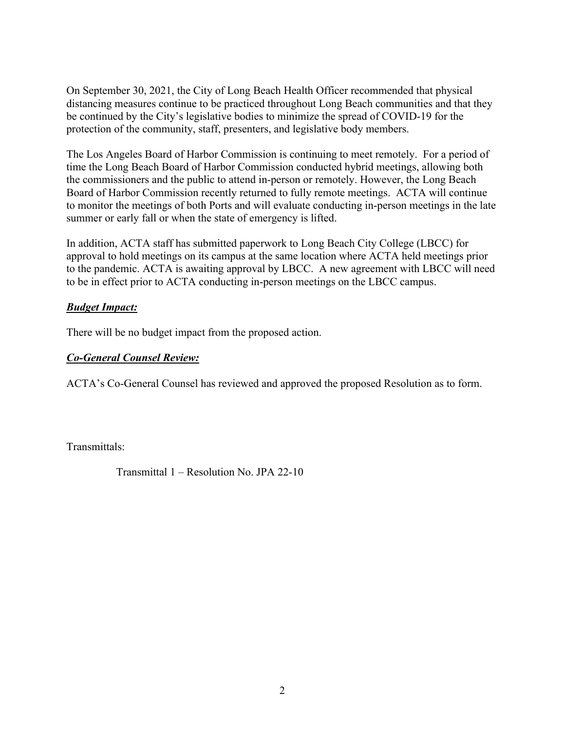On September 30, 2021, the City of Long Beach Health Officer recommended that physical distancing measures continue to be practiced throughout Long Beach communities and that they be continued by the City's legislative bodies to minimize the spread of COVID-19 for the protection of the community, staff, presenters, and legislative body members.

The Los Angeles Board of Harbor Commission is continuing to meet remotely. For a period of time the Long Beach Board of Harbor Commission conducted hybrid meetings, allowing both the commissioners and the public to attend in-person or remotely. However, the Long Beach Board of Harbor Commission recently returned to fully remote meetings. ACTA will continue to monitor the meetings of both Ports and will evaluate conducting in-person meetings in the late summer or early fall or when the state of emergency is lifted.

In addition, ACTA staff has submitted paperwork to Long Beach City College (LBCC) for approval to hold meetings on its campus at the same location where ACTA held meetings prior to the pandemic. ACTA is awaiting approval by LBCC. A new agreement with LBCC will need to be in effect prior to ACTA conducting in-person meetings on the LBCC campus.

***Budget Impact:***

There will be no budget impact from the proposed action.

***Co-General Counsel Review:***

ACTA's Co-General Counsel has reviewed and approved the proposed Resolution as to form.

Transmittals:

Transmittal 1 – Resolution No. JPA 22-10